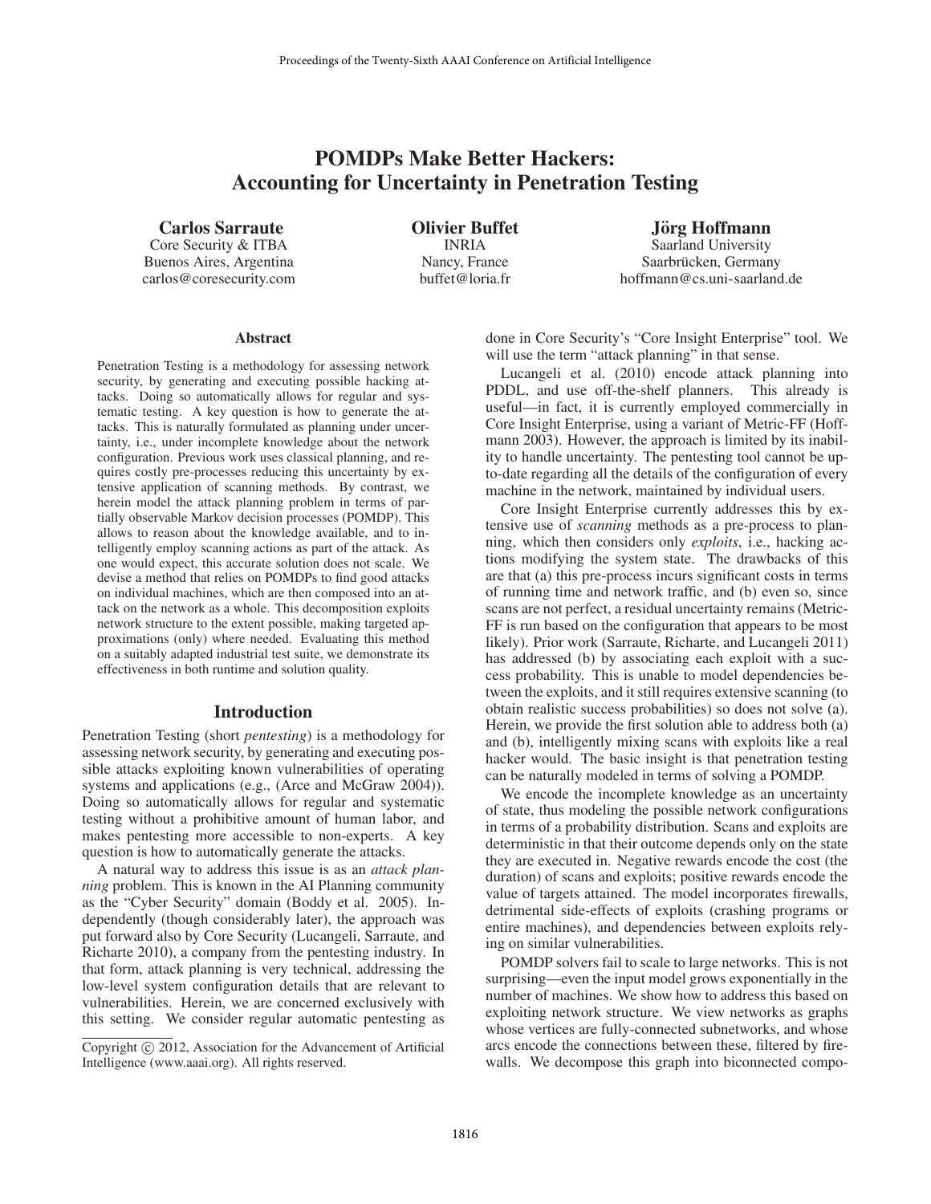# POMDPs Make Better Hackers: Accounting for Uncertainty in Penetration Testing

**Carlos Sarraute**
Core Security & ITBA
Buenos Aires, Argentina
carlos@coresecurity.com

**Olivier Buffet**
INRIA
Nancy, France
buffet@loria.fr

**Jörg Hoffmann**
Saarland University
Saarbrücken, Germany
hoffmann@cs.uni-saarland.de

## Abstract

Penetration Testing is a methodology for assessing network security, by generating and executing possible hacking attacks. Doing so automatically allows for regular and systematic testing. A key question is how to generate the attacks. This is naturally formulated as planning under uncertainty, i.e., under incomplete knowledge about the network configuration. Previous work uses classical planning, and requires costly pre-processes reducing this uncertainty by extensive application of scanning methods. By contrast, we herein model the attack planning problem in terms of partially observable Markov decision processes (POMDP). This allows to reason about the knowledge available, and to intelligently employ scanning actions as part of the attack. As one would expect, this accurate solution does not scale. We devise a method that relies on POMDPs to find good attacks on individual machines, which are then composed into an attack on the network as a whole. This decomposition exploits network structure to the extent possible, making targeted approximations (only) where needed. Evaluating this method on a suitably adapted industrial test suite, we demonstrate its effectiveness in both runtime and solution quality.

## Introduction

Penetration Testing (short *pentesting*) is a methodology for assessing network security, by generating and executing possible attacks exploiting known vulnerabilities of operating systems and applications (e.g., (Arce and McGraw 2004)). Doing so automatically allows for regular and systematic testing without a prohibitive amount of human labor, and makes pentesting more accessible to non-experts. A key question is how to automatically generate the attacks.

A natural way to address this issue is as an *attack planning* problem. This is known in the AI Planning community as the "Cyber Security" domain (Boddy et al. 2005). Independently (though considerably later), the approach was put forward also by Core Security (Lucangeli, Sarraute, and Richarte 2010), a company from the pentesting industry. In that form, attack planning is very technical, addressing the low-level system configuration details that are relevant to vulnerabilities. Herein, we are concerned exclusively with this setting. We consider regular automatic pentesting as done in Core Security's "Core Insight Enterprise" tool. We will use the term "attack planning" in that sense.

Lucangeli et al. (2010) encode attack planning into PDDL, and use off-the-shelf planners. This already is useful—in fact, it is currently employed commercially in Core Insight Enterprise, using a variant of Metric-FF (Hoffmann 2003). However, the approach is limited by its inability to handle uncertainty. The pentesting tool cannot be up-to-date regarding all the details of the configuration of every machine in the network, maintained by individual users.

Core Insight Enterprise currently addresses this by extensive use of *scanning* methods as a pre-process to planning, which then considers only *exploits*, i.e., hacking actions modifying the system state. The drawbacks of this are that (a) this pre-process incurs significant costs in terms of running time and network traffic, and (b) even so, since scans are not perfect, a residual uncertainty remains (Metric-FF is run based on the configuration that appears to be most likely). Prior work (Sarraute, Richarte, and Lucangeli 2011) has addressed (b) by associating each exploit with a success probability. This is unable to model dependencies between the exploits, and it still requires extensive scanning (to obtain realistic success probabilities) so does not solve (a). Herein, we provide the first solution able to address both (a) and (b), intelligently mixing scans with exploits like a real hacker would. The basic insight is that penetration testing can be naturally modeled in terms of solving a POMDP.

We encode the incomplete knowledge as an uncertainty of state, thus modeling the possible network configurations in terms of a probability distribution. Scans and exploits are deterministic in that their outcome depends only on the state they are executed in. Negative rewards encode the cost (the duration) of scans and exploits; positive rewards encode the value of targets attained. The model incorporates firewalls, detrimental side-effects of exploits (crashing programs or entire machines), and dependencies between exploits relying on similar vulnerabilities.

POMDP solvers fail to scale to large networks. This is not surprising—even the input model grows exponentially in the number of machines. We show how to address this based on exploiting network structure. We view networks as graphs whose vertices are fully-connected subnetworks, and whose arcs encode the connections between these, filtered by firewalls. We decompose this graph into biconnected compo-

Copyright © 2012, Association for the Advancement of Artificial Intelligence (www.aaai.org). All rights reserved.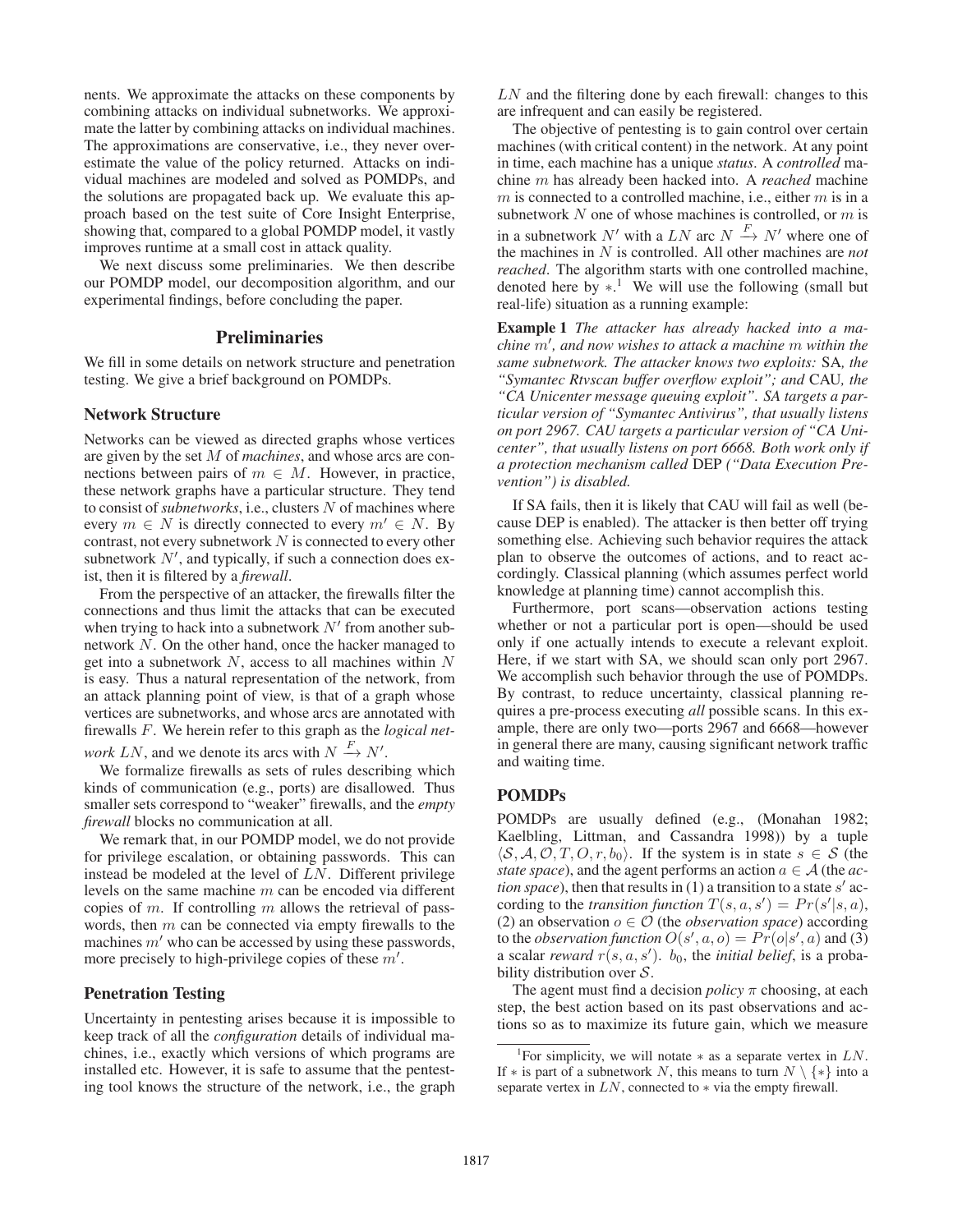nents. We approximate the attacks on these components by combining attacks on individual subnetworks. We approximate the latter by combining attacks on individual machines. The approximations are conservative, i.e., they never overestimate the value of the policy returned. Attacks on individual machines are modeled and solved as POMDPs, and the solutions are propagated back up. We evaluate this approach based on the test suite of Core Insight Enterprise, showing that, compared to a global POMDP model, it vastly improves runtime at a small cost in attack quality.

We next discuss some preliminaries. We then describe our POMDP model, our decomposition algorithm, and our experimental findings, before concluding the paper.

## Preliminaries

We fill in some details on network structure and penetration testing. We give a brief background on POMDPs.

### Network Structure

Networks can be viewed as directed graphs whose vertices are given by the set $M$ of *machines*, and whose arcs are connections between pairs of $m \in M$. However, in practice, these network graphs have a particular structure. They tend to consist of *subnetworks*, i.e., clusters $N$ of machines where every $m \in N$ is directly connected to every $m' \in N$. By contrast, not every subnetwork $N$ is connected to every other subnetwork $N'$, and typically, if such a connection does exist, then it is filtered by a *firewall*.

From the perspective of an attacker, the firewalls filter the connections and thus limit the attacks that can be executed when trying to hack into a subnetwork $N'$ from another subnetwork $N$. On the other hand, once the hacker managed to get into a subnetwork $N$, access to all machines within $N$ is easy. Thus a natural representation of the network, from an attack planning point of view, is that of a graph whose vertices are subnetworks, and whose arcs are annotated with firewalls $F$. We herein refer to this graph as the *logical network* $LN$, and we denote its arcs with $N \xrightarrow{F} N'$.

We formalize firewalls as sets of rules describing which kinds of communication (e.g., ports) are disallowed. Thus smaller sets correspond to "weaker" firewalls, and the *empty firewall* blocks no communication at all.

We remark that, in our POMDP model, we do not provide for privilege escalation, or obtaining passwords. This can instead be modeled at the level of $LN$. Different privilege levels on the same machine $m$ can be encoded via different copies of $m$. If controlling $m$ allows the retrieval of passwords, then $m$ can be connected via empty firewalls to the machines $m'$ who can be accessed by using these passwords, more precisely to high-privilege copies of these $m'$.

### Penetration Testing

Uncertainty in pentesting arises because it is impossible to keep track of all the *configuration* details of individual machines, i.e., exactly which versions of which programs are installed etc. However, it is safe to assume that the pentesting tool knows the structure of the network, i.e., the graph $LN$ and the filtering done by each firewall: changes to this are infrequent and can easily be registered.

The objective of pentesting is to gain control over certain machines (with critical content) in the network. At any point in time, each machine has a unique *status*. A *controlled* machine $m$ has already been hacked into. A *reached* machine $m$ is connected to a controlled machine, i.e., either $m$ is in a subnetwork $N$ one of whose machines is controlled, or $m$ is in a subnetwork $N'$ with a $LN$ arc $N \xrightarrow{F} N'$ where one of the machines in $N$ is controlled. All other machines are *not reached*. The algorithm starts with one controlled machine, denoted here by $*$.[1] We will use the following (small but real-life) situation as a running example:

**Example 1** *The attacker has already hacked into a machine $m'$, and now wishes to attack a machine $m$ within the same subnetwork. The attacker knows two exploits:* SA*, the "Symantec Rtvscan buffer overflow exploit"; and* CAU*, the "CA Unicenter message queuing exploit". SA targets a particular version of "Symantec Antivirus", that usually listens on port 2967. CAU targets a particular version of "CA Unicenter", that usually listens on port 6668. Both work only if a protection mechanism called* DEP *("Data Execution Prevention") is disabled.*

If SA fails, then it is likely that CAU will fail as well (because DEP is enabled). The attacker is then better off trying something else. Achieving such behavior requires the attack plan to observe the outcomes of actions, and to react accordingly. Classical planning (which assumes perfect world knowledge at planning time) cannot accomplish this.

Furthermore, port scans—observation actions testing whether or not a particular port is open—should be used only if one actually intends to execute a relevant exploit. Here, if we start with SA, we should scan only port 2967. We accomplish such behavior through the use of POMDPs. By contrast, to reduce uncertainty, classical planning requires a pre-process executing *all* possible scans. In this example, there are only two—ports 2967 and 6668—however in general there are many, causing significant network traffic and waiting time.

### POMDPs

POMDPs are usually defined (e.g., (Monahan 1982; Kaelbling, Littman, and Cassandra 1998)) by a tuple $\langle \mathcal{S}, \mathcal{A}, \mathcal{O}, T, O, r, b_0 \rangle$. If the system is in state $s \in \mathcal{S}$ (the *state space*), and the agent performs an action $a \in \mathcal{A}$ (the *action space*), then that results in (1) a transition to a state $s'$ according to the *transition function* $T(s, a, s') = Pr(s'|s, a)$, (2) an observation $o \in \mathcal{O}$ (the *observation space*) according to the *observation function* $O(s', a, o) = Pr(o|s', a)$ and (3) a scalar *reward* $r(s, a, s')$. $b_0$, the *initial belief*, is a probability distribution over $\mathcal{S}$.

The agent must find a decision *policy* $\pi$ choosing, at each step, the best action based on its past observations and actions so as to maximize its future gain, which we measure

[1] For simplicity, we will notate $*$ as a separate vertex in $LN$. If $*$ is part of a subnetwork $N$, this means to turn $N \setminus \{*\}$ into a separate vertex in $LN$, connected to $*$ via the empty firewall.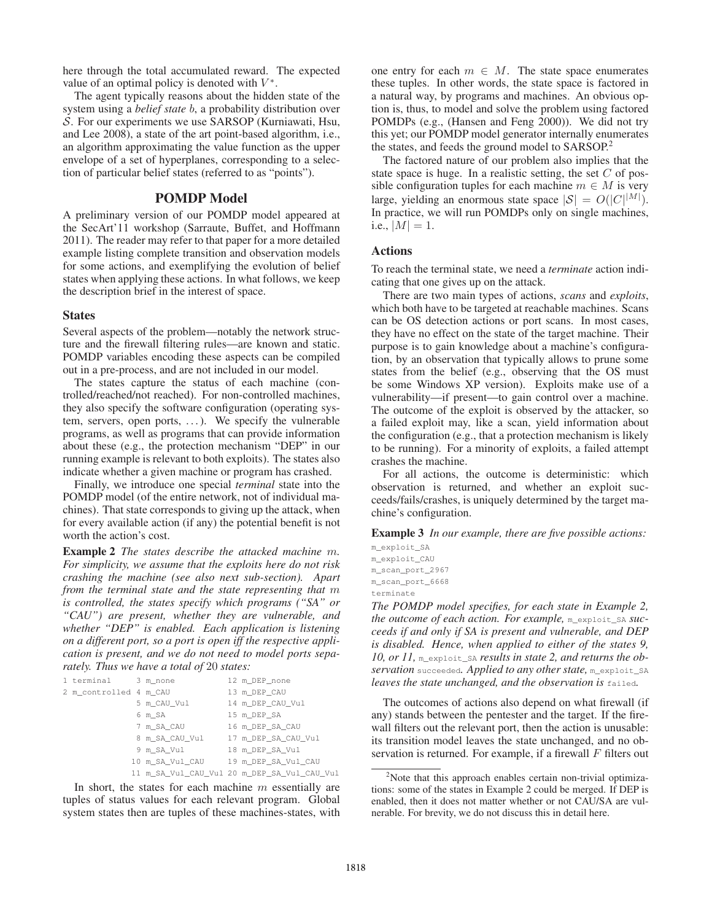here through the total accumulated reward. The expected value of an optimal policy is denoted with $V^*$.

The agent typically reasons about the hidden state of the system using a *belief state* $b$, a probability distribution over $\mathcal{S}$. For our experiments we use SARSOP (Kurniawati, Hsu, and Lee 2008), a state of the art point-based algorithm, i.e., an algorithm approximating the value function as the upper envelope of a set of hyperplanes, corresponding to a selection of particular belief states (referred to as "points").

## POMDP Model

A preliminary version of our POMDP model appeared at the SecArt'11 workshop (Sarraute, Buffet, and Hoffmann 2011). The reader may refer to that paper for a more detailed example listing complete transition and observation models for some actions, and exemplifying the evolution of belief states when applying these actions. In what follows, we keep the description brief in the interest of space.

### States

Several aspects of the problem—notably the network structure and the firewall filtering rules—are known and static. POMDP variables encoding these aspects can be compiled out in a pre-process, and are not included in our model.

The states capture the status of each machine (controlled/reached/not reached). For non-controlled machines, they also specify the software configuration (operating system, servers, open ports, ...). We specify the vulnerable programs, as well as programs that can provide information about these (e.g., the protection mechanism "DEP" in our running example is relevant to both exploits). The states also indicate whether a given machine or program has crashed.

Finally, we introduce one special *terminal* state into the POMDP model (of the entire network, not of individual machines). That state corresponds to giving up the attack, when for every available action (if any) the potential benefit is not worth the action's cost.

**Example 2** *The states describe the attacked machine $m$. For simplicity, we assume that the exploits here do not risk crashing the machine (see also next sub-section). Apart from the terminal state and the state representing that $m$ is controlled, the states specify which programs ("SA" or "CAU") are present, whether they are vulnerable, and whether "DEP" is enabled. Each application is listening on a different port, so a port is open iff the respective application is present, and we do not need to model ports separately. Thus we have a total of 20 states:*

```
1 terminal      3 m_none               12 m_DEP_none
2 m_controlled  4 m_CAU                13 m_DEP_CAU
                5 m_CAU_Vul            14 m_DEP_CAU_Vul
                6 m_SA                 15 m_DEP_SA
                7 m_SA_CAU             16 m_DEP_SA_CAU
                8 m_SA_CAU_Vul         17 m_DEP_SA_CAU_Vul
                9 m_SA_Vul             18 m_DEP_SA_Vul
               10 m_SA_Vul_CAU         19 m_DEP_SA_Vul_CAU
               11 m_SA_Vul_CAU_Vul     20 m_DEP_SA_Vul_CAU_Vul
```

In short, the states for each machine $m$ essentially are tuples of status values for each relevant program. Global system states then are tuples of these machines-states, with one entry for each $m \in M$. The state space enumerates these tuples. In other words, the state space is factored in a natural way, by programs and machines. An obvious option is, thus, to model and solve the problem using factored POMDPs (e.g., (Hansen and Feng 2000)). We did not try this yet; our POMDP model generator internally enumerates the states, and feeds the ground model to SARSOP.[2]

The factored nature of our problem also implies that the state space is huge. In a realistic setting, the set $C$ of possible configuration tuples for each machine $m \in M$ is very large, yielding an enormous state space $|\mathcal{S}| = O(|C|^{|M|})$. In practice, we will run POMDPs only on single machines, i.e., $|M| = 1$.

### Actions

To reach the terminal state, we need a *terminate* action indicating that one gives up on the attack.

There are two main types of actions, *scans* and *exploits*, which both have to be targeted at reachable machines. Scans can be OS detection actions or port scans. In most cases, they have no effect on the state of the target machine. Their purpose is to gain knowledge about a machine's configuration, by an observation that typically allows to prune some states from the belief (e.g., observing that the OS must be some Windows XP version). Exploits make use of a vulnerability—if present—to gain control over a machine. The outcome of the exploit is observed by the attacker, so a failed exploit may, like a scan, yield information about the configuration (e.g., that a protection mechanism is likely to be running). For a minority of exploits, a failed attempt crashes the machine.

For all actions, the outcome is deterministic: which observation is returned, and whether an exploit succeeds/fails/crashes, is uniquely determined by the target machine's configuration.

**Example 3** *In our example, there are five possible actions:*

```
m_exploit_SA
m_exploit_CAU
m_scan_port_2967
m_scan_port_6668
terminate
```

*The POMDP model specifies, for each state in Example 2, the outcome of each action. For example,* `m_exploit_SA` *succeeds if and only if SA is present and vulnerable, and DEP is disabled. Hence, when applied to either of the states 9, 10, or 11,* `m_exploit_SA` *results in state 2, and returns the observation* `succeeded`*. Applied to any other state,* `m_exploit_SA` *leaves the state unchanged, and the observation is* `failed`*.*

The outcomes of actions also depend on what firewall (if any) stands between the pentester and the target. If the firewall filters out the relevant port, then the action is unusable: its transition model leaves the state unchanged, and no observation is returned. For example, if a firewall $F$ filters out

[2] Note that this approach enables certain non-trivial optimizations: some of the states in Example 2 could be merged. If DEP is enabled, then it does not matter whether or not CAU/SA are vulnerable. For brevity, we do not discuss this in detail here.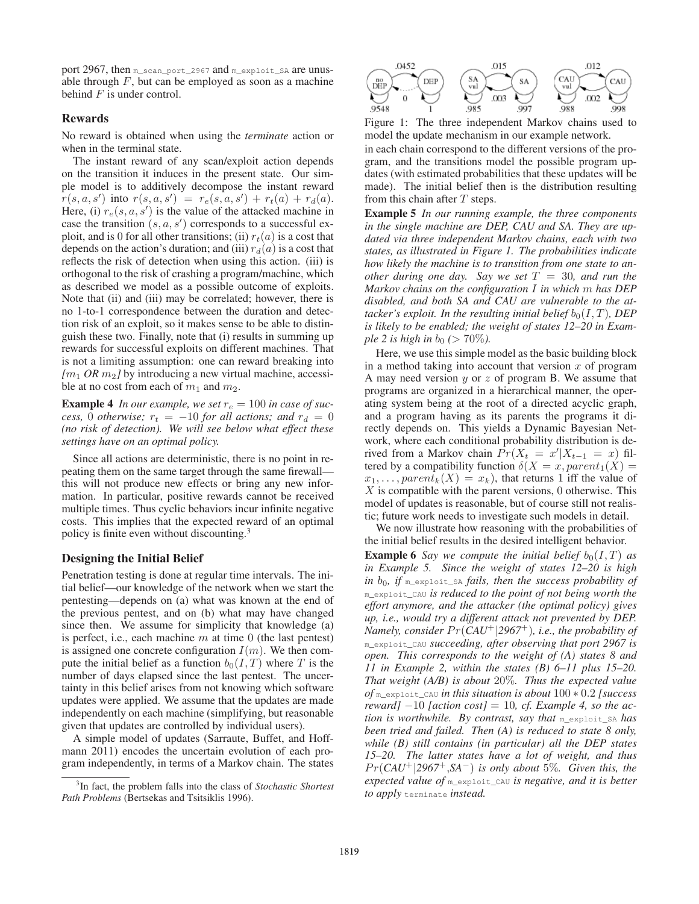port 2967, then `m_scan_port_2967` and `m_exploit_SA` are unusable through $F$, but can be employed as soon as a machine behind $F$ is under control.

## Rewards

No reward is obtained when using the *terminate* action or when in the terminal state.

The instant reward of any scan/exploit action depends on the transition it induces in the present state. Our simple model is to additively decompose the instant reward $r(s, a, s')$ into $r(s, a, s') = r_e(s, a, s') + r_t(a) + r_d(a)$. Here, (i) $r_e(s, a, s')$ is the value of the attacked machine in case the transition $(s, a, s')$ corresponds to a successful exploit, and is 0 for all other transitions; (ii) $r_t(a)$ is a cost that depends on the action's duration; and (iii) $r_d(a)$ is a cost that reflects the risk of detection when using this action. (iii) is orthogonal to the risk of crashing a program/machine, which as described we model as a possible outcome of exploits. Note that (ii) and (iii) may be correlated; however, there is no 1-to-1 correspondence between the duration and detection risk of an exploit, so it makes sense to be able to distinguish these two. Finally, note that (i) results in summing up rewards for successful exploits on different machines. That is not a limiting assumption: one can reward breaking into *[$m_1$ OR $m_2$]* by introducing a new virtual machine, accessible at no cost from each of $m_1$ and $m_2$.

**Example 4** *In our example, we set $r_e = 100$ in case of success, 0 otherwise; $r_t = -10$ for all actions; and $r_d = 0$ (no risk of detection). We will see below what effect these settings have on an optimal policy.*

Since all actions are deterministic, there is no point in repeating them on the same target through the same firewall—this will not produce new effects or bring any new information. In particular, positive rewards cannot be received multiple times. Thus cyclic behaviors incur infinite negative costs. This implies that the expected reward of an optimal policy is finite even without discounting.[3]

## Designing the Initial Belief

Penetration testing is done at regular time intervals. The initial belief—our knowledge of the network when we start the pentesting—depends on (a) what was known at the end of the previous pentest, and on (b) what may have changed since then. We assume for simplicity that knowledge (a) is perfect, i.e., each machine $m$ at time 0 (the last pentest) is assigned one concrete configuration $I(m)$. We then compute the initial belief as a function $b_0(I, T)$ where $T$ is the number of days elapsed since the last pentest. The uncertainty in this belief arises from not knowing which software updates were applied. We assume that the updates are made independently on each machine (simplifying, but reasonable given that updates are controlled by individual users).

A simple model of updates (Sarraute, Buffet, and Hoffmann 2011) encodes the uncertain evolution of each program independently, in terms of a Markov chain. The states in each chain correspond to the different versions of the program, and the transitions model the possible program updates (with estimated probabilities that these updates will be made). The initial belief then is the distribution resulting from this chain after $T$ steps.

[3]In fact, the problem falls into the class of *Stochastic Shortest Path Problems* (Bertsekas and Tsitsiklis 1996).

Figure 1: The three independent Markov chains used to model the update mechanism in our example network.

**Example 5** *In our running example, the three components in the single machine are DEP, CAU and SA. They are updated via three independent Markov chains, each with two states, as illustrated in Figure 1. The probabilities indicate how likely the machine is to transition from one state to another during one day. Say we set $T = 30$, and run the Markov chains on the configuration $I$ in which $m$ has DEP disabled, and both SA and CAU are vulnerable to the attacker's exploit. In the resulting initial belief $b_0(I, T)$, DEP is likely to be enabled; the weight of states 12–20 in Example 2 is high in $b_0$ ($> 70\%$).*

Here, we use this simple model as the basic building block in a method taking into account that version $x$ of program A may need version $y$ or $z$ of program B. We assume that programs are organized in a hierarchical manner, the operating system being at the root of a directed acyclic graph, and a program having as its parents the programs it directly depends on. This yields a Dynamic Bayesian Network, where each conditional probability distribution is derived from a Markov chain $Pr(X_t = x' | X_{t-1} = x)$ filtered by a compatibility function $\delta(X = x, parent_1(X) = x_1, \ldots, parent_k(X) = x_k)$, that returns 1 iff the value of $X$ is compatible with the parent versions, 0 otherwise. This model of updates is reasonable, but of course still not realistic; future work needs to investigate such models in detail.

We now illustrate how reasoning with the probabilities of the initial belief results in the desired intelligent behavior.

**Example 6** *Say we compute the initial belief $b_0(I, T)$ as in Example 5. Since the weight of states 12–20 is high in $b_0$, if `m_exploit_SA` fails, then the success probability of `m_exploit_CAU` is reduced to the point of not being worth the effort anymore, and the attacker (the optimal policy) gives up, i.e., would try a different attack not prevented by DEP. Namely, consider $Pr(CAU^+ | 2967^+)$, i.e., the probability of `m_exploit_CAU` succeeding, after observing that port 2967 is open. This corresponds to the weight of (A) states 8 and 11 in Example 2, within the states (B) 6–11 plus 15–20. That weight (A/B) is about $20\%$. Thus the expected value of `m_exploit_CAU` in this situation is about $100 * 0.2$ [success reward] $-10$ [action cost] $= 10$, cf. Example 4, so the action is worthwhile. By contrast, say that `m_exploit_SA` has been tried and failed. Then (A) is reduced to state 8 only, while (B) still contains (in particular) all the DEP states 15–20. The latter states have a lot of weight, and thus $Pr(CAU^+ | 2967^+, SA^-)$ is only about $5\%$. Given this, the expected value of `m_exploit_CAU` is negative, and it is better to apply `terminate` instead.*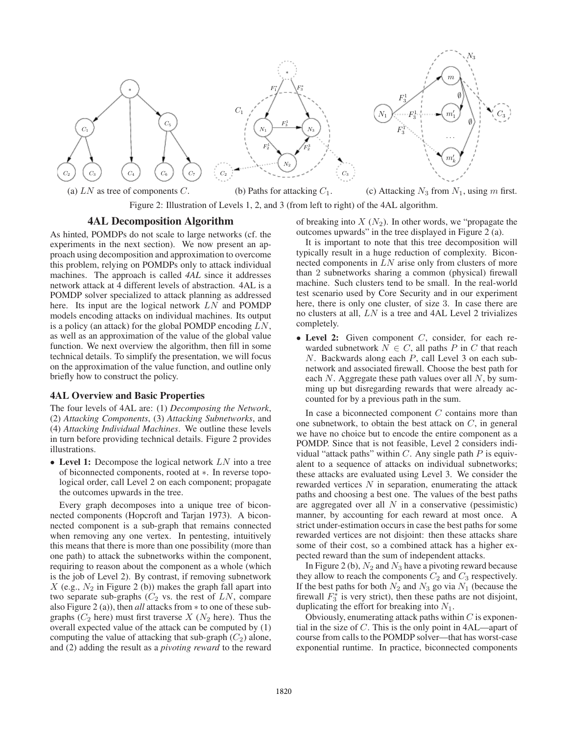(a) $LN$ as tree of components $C$. (b) Paths for attacking $C_1$. (c) Attacking $N_3$ from $N_1$, using $m$ first.

Figure 2: Illustration of Levels 1, 2, and 3 (from left to right) of the 4AL algorithm.

## 4AL Decomposition Algorithm

As hinted, POMDPs do not scale to large networks (cf. the experiments in the next section). We now present an approach using decomposition and approximation to overcome this problem, relying on POMDPs only to attack individual machines. The approach is called *4AL* since it addresses network attack at 4 different levels of abstraction. 4AL is a POMDP solver specialized to attack planning as addressed here. Its input are the logical network $LN$ and POMDP models encoding attacks on individual machines. Its output is a policy (an attack) for the global POMDP encoding $LN$, as well as an approximation of the value of the global value function. We next overview the algorithm, then fill in some technical details. To simplify the presentation, we will focus on the approximation of the value function, and outline only briefly how to construct the policy.

### 4AL Overview and Basic Properties

The four levels of 4AL are: (1) *Decomposing the Network*, (2) *Attacking Components*, (3) *Attacking Subnetworks*, and (4) *Attacking Individual Machines*. We outline these levels in turn before providing technical details. Figure 2 provides illustrations.

- **Level 1:** Decompose the logical network $LN$ into a tree of biconnected components, rooted at $*$. In reverse topological order, call Level 2 on each component; propagate the outcomes upwards in the tree.

Every graph decomposes into a unique tree of biconnected components (Hopcroft and Tarjan 1973). A biconnected component is a sub-graph that remains connected when removing any one vertex. In pentesting, intuitively this means that there is more than one possibility (more than one path) to attack the subnetworks within the component, requiring to reason about the component as a whole (which is the job of Level 2). By contrast, if removing subnetwork $X$ (e.g., $N_2$ in Figure 2 (b)) makes the graph fall apart into two separate sub-graphs ($C_2$ vs. the rest of $LN$, compare also Figure 2 (a)), then *all* attacks from $*$ to one of these sub-graphs ($C_2$ here) must first traverse $X$ ($N_2$ here). Thus the overall expected value of the attack can be computed by (1) computing the value of attacking that sub-graph ($C_2$) alone, and (2) adding the result as a *pivoting reward* to the reward of breaking into $X$ ($N_2$). In other words, we "propagate the outcomes upwards" in the tree displayed in Figure 2 (a).

It is important to note that this tree decomposition will typically result in a huge reduction of complexity. Biconnected components in $LN$ arise only from clusters of more than 2 subnetworks sharing a common (physical) firewall machine. Such clusters tend to be small. In the real-world test scenario used by Core Security and in our experiment here, there is only one cluster, of size 3. In case there are no clusters at all, $LN$ is a tree and 4AL Level 2 trivializes completely.

- **Level 2:** Given component $C$, consider, for each rewarded subnetwork $N \in C$, all paths $P$ in $C$ that reach $N$. Backwards along each $P$, call Level 3 on each subnetwork and associated firewall. Choose the best path for each $N$. Aggregate these path values over all $N$, by summing up but disregarding rewards that were already accounted for by a previous path in the sum.

In case a biconnected component $C$ contains more than one subnetwork, to obtain the best attack on $C$, in general we have no choice but to encode the entire component as a POMDP. Since that is not feasible, Level 2 considers individual "attack paths" within $C$. Any single path $P$ is equivalent to a sequence of attacks on individual subnetworks; these attacks are evaluated using Level 3. We consider the rewarded vertices $N$ in separation, enumerating the attack paths and choosing a best one. The values of the best paths are aggregated over all $N$ in a conservative (pessimistic) manner, by accounting for each reward at most once. A strict under-estimation occurs in case the best paths for some rewarded vertices are not disjoint: then these attacks share some of their cost, so a combined attack has a higher expected reward than the sum of independent attacks.

In Figure 2 (b), $N_2$ and $N_3$ have a pivoting reward because they allow to reach the components $C_2$ and $C_3$ respectively. If the best paths for both $N_2$ and $N_3$ go via $N_1$ (because the firewall $F_3^*$ is very strict), then these paths are not disjoint, duplicating the effort for breaking into $N_1$.

Obviously, enumerating attack paths within $C$ is exponential in the size of $C$. This is the only point in 4AL—apart of course from calls to the POMDP solver—that has worst-case exponential runtime. In practice, biconnected components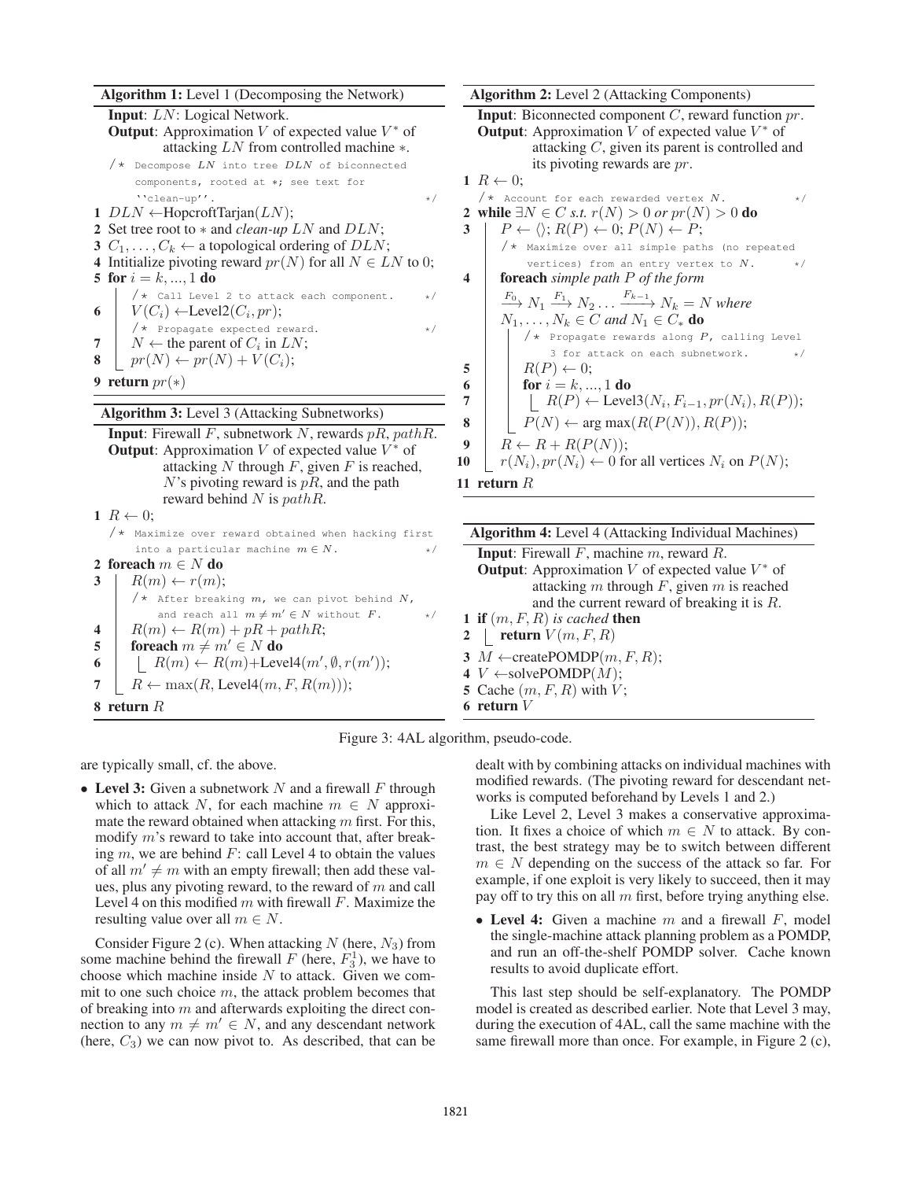**Algorithm 1:** Level 1 (Decomposing the Network)

**Input**: $LN$: Logical Network.
**Output**: Approximation $V$ of expected value $V^*$ of attacking $LN$ from controlled machine $*$.

```
   /* Decompose LN into tree DLN of biconnected
      components, rooted at *; see text for
      ''clean-up''.                                  */
1  DLN ← HopcroftTarjan(LN);
2  Set tree root to * and clean-up LN and DLN;
3  C_1, ..., C_k ← a topological ordering of DLN;
4  Intitialize pivoting reward pr(N) for all N ∈ LN to 0;
5  for i = k, ..., 1 do
      /* Call Level 2 to attack each component.      */
6     V(C_i) ← Level2(C_i, pr);
      /* Propagate expected reward.                  */
7     N ← the parent of C_i in LN;
8     pr(N) ← pr(N) + V(C_i);
9  return pr(*)
```

**Algorithm 2:** Level 2 (Attacking Components)

**Input**: Biconnected component $C$, reward function $pr$.
**Output**: Approximation $V$ of expected value $V^*$ of attacking $C$, given its parent is controlled and its pivoting rewards are $pr$.

```
1  R ← 0;
   /* Account for each rewarded vertex N.            */
2  while ∃N ∈ C s.t. r(N) > 0 or pr(N) > 0 do
3     P ← ⟨⟩; R(P) ← 0; P(N) ← P;
      /* Maximize over all simple paths (no repeated
         vertices) from an entry vertex to N.        */
4     foreach simple path P of the form
      --F_0--> N_1 --F_1--> N_2 ... --F_{k-1}--> N_k = N where
      N_1, ..., N_k ∈ C and N_1 ∈ C_* do
         /* Propagate rewards along P, calling Level
            3 for attack on each subnetwork.         */
5        R(P) ← 0;
6        for i = k, ..., 1 do
7           R(P) ← Level3(N_i, F_{i-1}, pr(N_i), R(P));
8        P(N) ← arg max(R(P(N)), R(P));
9     R ← R + R(P(N));
10    r(N_i), pr(N_i) ← 0 for all vertices N_i on P(N);
11 return R
```

**Algorithm 3:** Level 3 (Attacking Subnetworks)

**Input**: Firewall $F$, subnetwork $N$, rewards $pR$, $pathR$.
**Output**: Approximation $V$ of expected value $V^*$ of attacking $N$ through $F$, given $F$ is reached, $N$'s pivoting reward is $pR$, and the path reward behind $N$ is $pathR$.

```
1  R ← 0;
   /* Maximize over reward obtained when hacking first
      into a particular machine m ∈ N.               */
2  foreach m ∈ N do
3     R(m) ← r(m);
      /* After breaking m, we can pivot behind N,
         and reach all m ≠ m' ∈ N without F.         */
4     R(m) ← R(m) + pR + pathR;
5     foreach m ≠ m' ∈ N do
6        R(m) ← R(m)+Level4(m', ∅, r(m'));
7     R ← max(R, Level4(m, F, R(m)));
8  return R
```

**Algorithm 4:** Level 4 (Attacking Individual Machines)

**Input**: Firewall $F$, machine $m$, reward $R$.
**Output**: Approximation $V$ of expected value $V^*$ of attacking $m$ through $F$, given $m$ is reached and the current reward of breaking it is $R$.

```
1  if (m, F, R) is cached then
2     return V(m, F, R)
3  M ← createPOMDP(m, F, R);
4  V ← solvePOMDP(M);
5  Cache (m, F, R) with V;
6  return V
```

Figure 3: 4AL algorithm, pseudo-code.

are typically small, cf. the above.

- **Level 3:** Given a subnetwork $N$ and a firewall $F$ through which to attack $N$, for each machine $m \in N$ approximate the reward obtained when attacking $m$ first. For this, modify $m$'s reward to take into account that, after breaking $m$, we are behind $F$: call Level 4 to obtain the values of all $m' \neq m$ with an empty firewall; then add these values, plus any pivoting reward, to the reward of $m$ and call Level 4 on this modified $m$ with firewall $F$. Maximize the resulting value over all $m \in N$.

Consider Figure 2 (c). When attacking $N$ (here, $N_3$) from some machine behind the firewall $F$ (here, $F_3^1$), we have to choose which machine inside $N$ to attack. Given we commit to one such choice $m$, the attack problem becomes that of breaking into $m$ and afterwards exploiting the direct connection to any $m \neq m' \in N$, and any descendant network (here, $C_3$) we can now pivot to. As described, that can be dealt with by combining attacks on individual machines with modified rewards. (The pivoting reward for descendant networks is computed beforehand by Levels 1 and 2.)

Like Level 2, Level 3 makes a conservative approximation. It fixes a choice of which $m \in N$ to attack. By contrast, the best strategy may be to switch between different $m \in N$ depending on the success of the attack so far. For example, if one exploit is very likely to succeed, then it may pay off to try this on all $m$ first, before trying anything else.

- **Level 4:** Given a machine $m$ and a firewall $F$, model the single-machine attack planning problem as a POMDP, and run an off-the-shelf POMDP solver. Cache known results to avoid duplicate effort.

This last step should be self-explanatory. The POMDP model is created as described earlier. Note that Level 3 may, during the execution of 4AL, call the same machine with the same firewall more than once. For example, in Figure 2 (c),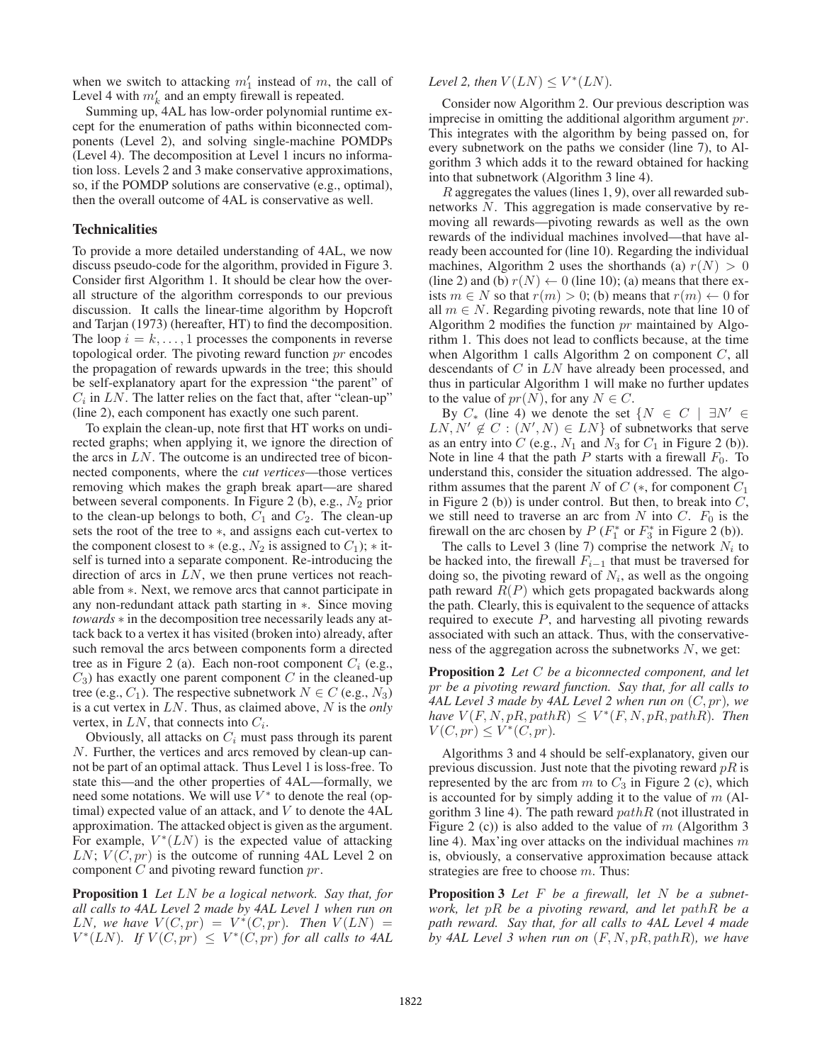when we switch to attacking $m'_1$ instead of $m$, the call of Level 4 with $m'_k$ and an empty firewall is repeated.

Summing up, 4AL has low-order polynomial runtime except for the enumeration of paths within biconnected components (Level 2), and solving single-machine POMDPs (Level 4). The decomposition at Level 1 incurs no information loss. Levels 2 and 3 make conservative approximations, so, if the POMDP solutions are conservative (e.g., optimal), then the overall outcome of 4AL is conservative as well.

## Technicalities

To provide a more detailed understanding of 4AL, we now discuss pseudo-code for the algorithm, provided in Figure 3. Consider first Algorithm 1. It should be clear how the overall structure of the algorithm corresponds to our previous discussion. It calls the linear-time algorithm by Hopcroft and Tarjan (1973) (hereafter, HT) to find the decomposition. The loop $i = k, \ldots, 1$ processes the components in reverse topological order. The pivoting reward function $pr$ encodes the propagation of rewards upwards in the tree; this should be self-explanatory apart for the expression "the parent" of $C_i$ in $LN$. The latter relies on the fact that, after "clean-up" (line 2), each component has exactly one such parent.

To explain the clean-up, note first that HT works on undirected graphs; when applying it, we ignore the direction of the arcs in $LN$. The outcome is an undirected tree of biconnected components, where the *cut vertices*—those vertices removing which makes the graph break apart—are shared between several components. In Figure 2 (b), e.g., $N_2$ prior to the clean-up belongs to both, $C_1$ and $C_2$. The clean-up sets the root of the tree to $*$, and assigns each cut-vertex to the component closest to $*$ (e.g., $N_2$ is assigned to $C_1$); $*$ itself is turned into a separate component. Re-introducing the direction of arcs in $LN$, we then prune vertices not reachable from $*$. Next, we remove arcs that cannot participate in any non-redundant attack path starting in $*$. Since moving *towards* $*$ in the decomposition tree necessarily leads any attack back to a vertex it has visited (broken into) already, after such removal the arcs between components form a directed tree as in Figure 2 (a). Each non-root component $C_i$ (e.g., $C_3$) has exactly one parent component $C$ in the cleaned-up tree (e.g., $C_1$). The respective subnetwork $N \in C$ (e.g., $N_3$) is a cut vertex in $LN$. Thus, as claimed above, $N$ is the *only* vertex, in $LN$, that connects into $C_i$.

Obviously, all attacks on $C_i$ must pass through its parent $N$. Further, the vertices and arcs removed by clean-up cannot be part of an optimal attack. Thus Level 1 is loss-free. To state this—and the other properties of 4AL—formally, we need some notations. We will use $V^*$ to denote the real (optimal) expected value of an attack, and $V$ to denote the 4AL approximation. The attacked object is given as the argument. For example, $V^*(LN)$ is the expected value of attacking $LN$; $V(C, pr)$ is the outcome of running 4AL Level 2 on component $C$ and pivoting reward function $pr$.

**Proposition 1** *Let $LN$ be a logical network. Say that, for all calls to 4AL Level 2 made by 4AL Level 1 when run on $LN$, we have $V(C, pr) = V^*(C, pr)$. Then $V(LN) = V^*(LN)$. If $V(C, pr) \leq V^*(C, pr)$ for all calls to 4AL Level 2, then $V(LN) \leq V^*(LN)$.*

Consider now Algorithm 2. Our previous description was imprecise in omitting the additional algorithm argument $pr$. This integrates with the algorithm by being passed on, for every subnetwork on the paths we consider (line 7), to Algorithm 3 which adds it to the reward obtained for hacking into that subnetwork (Algorithm 3 line 4).

$R$ aggregates the values (lines 1, 9), over all rewarded subnetworks $N$. This aggregation is made conservative by removing all rewards—pivoting rewards as well as the own rewards of the individual machines involved—that have already been accounted for (line 10). Regarding the individual machines, Algorithm 2 uses the shorthands (a) $r(N) > 0$ (line 2) and (b) $r(N) \leftarrow 0$ (line 10); (a) means that there exists $m \in N$ so that $r(m) > 0$; (b) means that $r(m) \leftarrow 0$ for all $m \in N$. Regarding pivoting rewards, note that line 10 of Algorithm 2 modifies the function $pr$ maintained by Algorithm 1. This does not lead to conflicts because, at the time when Algorithm 1 calls Algorithm 2 on component $C$, all descendants of $C$ in $LN$ have already been processed, and thus in particular Algorithm 1 will make no further updates to the value of $pr(N)$, for any $N \in C$.

By $C_*$ (line 4) we denote the set $\{N \in C \mid \exists N' \in LN, N' \notin C : (N', N) \in LN\}$ of subnetworks that serve as an entry into $C$ (e.g., $N_1$ and $N_3$ for $C_1$ in Figure 2 (b)). Note in line 4 that the path $P$ starts with a firewall $F_0$. To understand this, consider the situation addressed. The algorithm assumes that the parent $N$ of $C$ ($*$, for component $C_1$ in Figure 2 (b)) is under control. But then, to break into $C$, we still need to traverse an arc from $N$ into $C$. $F_0$ is the firewall on the arc chosen by $P$ ($F_1^*$ or $F_3^*$ in Figure 2 (b)).

The calls to Level 3 (line 7) comprise the network $N_i$ to be hacked into, the firewall $F_{i-1}$ that must be traversed for doing so, the pivoting reward of $N_i$, as well as the ongoing path reward $R(P)$ which gets propagated backwards along the path. Clearly, this is equivalent to the sequence of attacks required to execute $P$, and harvesting all pivoting rewards associated with such an attack. Thus, with the conservativeness of the aggregation across the subnetworks $N$, we get:

**Proposition 2** *Let $C$ be a biconnected component, and let $pr$ be a pivoting reward function. Say that, for all calls to 4AL Level 3 made by 4AL Level 2 when run on $(C, pr)$, we have $V(F, N, pR, pathR) \leq V^*(F, N, pR, pathR)$. Then $V(C, pr) \leq V^*(C, pr)$.*

Algorithms 3 and 4 should be self-explanatory, given our previous discussion. Just note that the pivoting reward $pR$ is represented by the arc from $m$ to $C_3$ in Figure 2 (c), which is accounted for by simply adding it to the value of $m$ (Algorithm 3 line 4). The path reward $pathR$ (not illustrated in Figure 2 (c)) is also added to the value of $m$ (Algorithm 3 line 4). Max'ing over attacks on the individual machines $m$ is, obviously, a conservative approximation because attack strategies are free to choose $m$. Thus:

**Proposition 3** *Let $F$ be a firewall, let $N$ be a subnetwork, let $pR$ be a pivoting reward, and let $pathR$ be a path reward. Say that, for all calls to 4AL Level 4 made by 4AL Level 3 when run on $(F, N, pR, pathR)$, we have*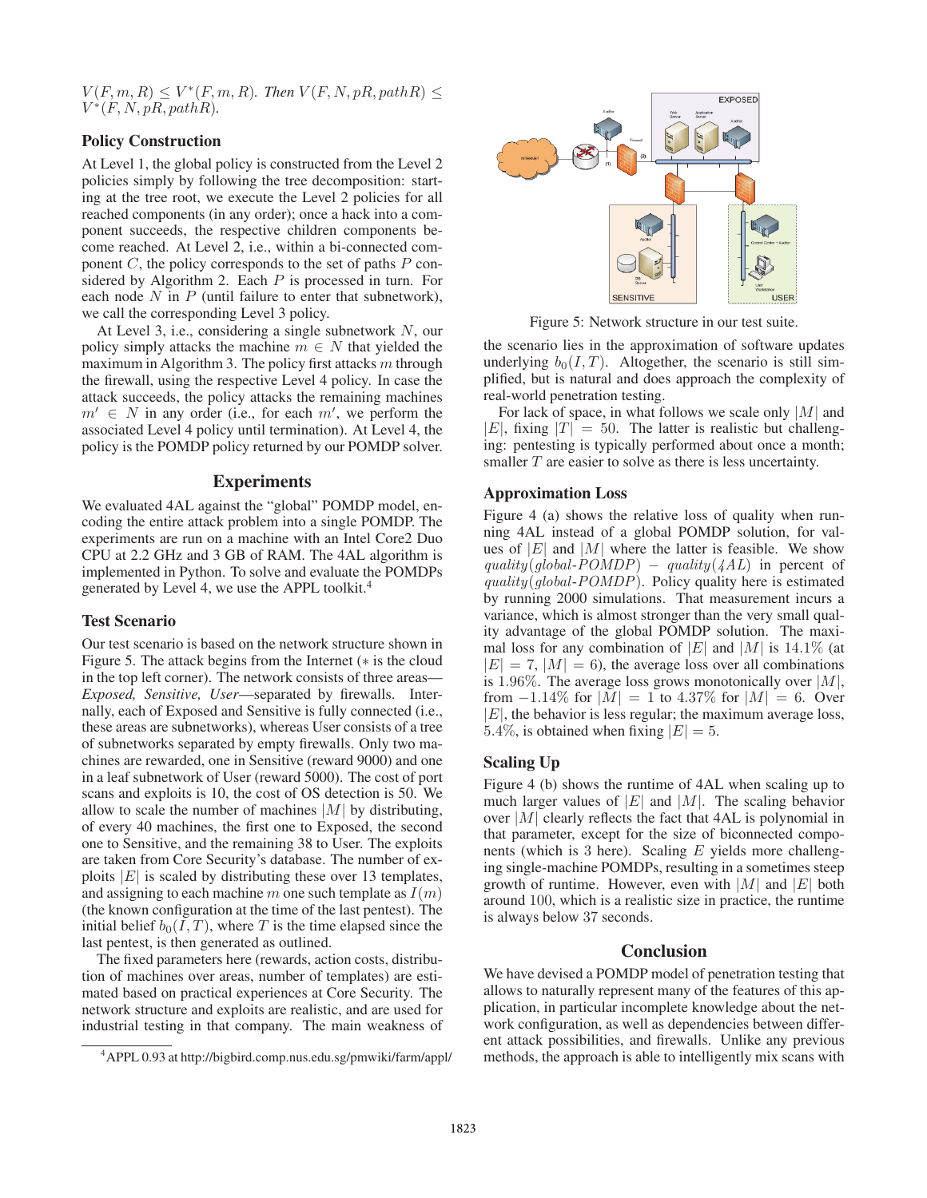$V(F, m, R) \leq V^*(F, m, R)$. *Then* $V(F, N, pR, pathR) \leq V^*(F, N, pR, pathR)$.

### Policy Construction

At Level 1, the global policy is constructed from the Level 2 policies simply by following the tree decomposition: starting at the tree root, we execute the Level 2 policies for all reached components (in any order); once a hack into a component succeeds, the respective children components become reached. At Level 2, i.e., within a bi-connected component $C$, the policy corresponds to the set of paths $P$ considered by Algorithm 2. Each $P$ is processed in turn. For each node $N$ in $P$ (until failure to enter that subnetwork), we call the corresponding Level 3 policy.

At Level 3, i.e., considering a single subnetwork $N$, our policy simply attacks the machine $m \in N$ that yielded the maximum in Algorithm 3. The policy first attacks $m$ through the firewall, using the respective Level 4 policy. In case the attack succeeds, the policy attacks the remaining machines $m' \in N$ in any order (i.e., for each $m'$, we perform the associated Level 4 policy until termination). At Level 4, the policy is the POMDP policy returned by our POMDP solver.

## Experiments

We evaluated 4AL against the "global" POMDP model, encoding the entire attack problem into a single POMDP. The experiments are run on a machine with an Intel Core2 Duo CPU at 2.2 GHz and 3 GB of RAM. The 4AL algorithm is implemented in Python. To solve and evaluate the POMDPs generated by Level 4, we use the APPL toolkit.[4]

### Test Scenario

Our test scenario is based on the network structure shown in Figure 5. The attack begins from the Internet (∗ is the cloud in the top left corner). The network consists of three areas—*Exposed, Sensitive, User*—separated by firewalls. Internally, each of Exposed and Sensitive is fully connected (i.e., these areas are subnetworks), whereas User consists of a tree of subnetworks separated by empty firewalls. Only two machines are rewarded, one in Sensitive (reward 9000) and one in a leaf subnetwork of User (reward 5000). The cost of port scans and exploits is 10, the cost of OS detection is 50. We allow to scale the number of machines $|M|$ by distributing, of every 40 machines, the first one to Exposed, the second one to Sensitive, and the remaining 38 to User. The exploits are taken from Core Security's database. The number of exploits $|E|$ is scaled by distributing these over 13 templates, and assigning to each machine $m$ one such template as $I(m)$ (the known configuration at the time of the last pentest). The initial belief $b_0(I, T)$, where $T$ is the time elapsed since the last pentest, is then generated as outlined.

The fixed parameters here (rewards, action costs, distribution of machines over areas, number of templates) are estimated based on practical experiences at Core Security. The network structure and exploits are realistic, and are used for industrial testing in that company. The main weakness of

[4] APPL 0.93 at http://bigbird.comp.nus.edu.sg/pmwiki/farm/appl/

Figure 5: Network structure in our test suite.

the scenario lies in the approximation of software updates underlying $b_0(I, T)$. Altogether, the scenario is still simplified, but is natural and does approach the complexity of real-world penetration testing.

For lack of space, in what follows we scale only $|M|$ and $|E|$, fixing $|T| = 50$. The latter is realistic but challenging: pentesting is typically performed about once a month; smaller $T$ are easier to solve as there is less uncertainty.

### Approximation Loss

Figure 4 (a) shows the relative loss of quality when running 4AL instead of a global POMDP solution, for values of $|E|$ and $|M|$ where the latter is feasible. We show $quality(global\text{-}POMDP) - quality(4AL)$ in percent of $quality(global\text{-}POMDP)$. Policy quality here is estimated by running 2000 simulations. That measurement incurs a variance, which is almost stronger than the very small quality advantage of the global POMDP solution. The maximal loss for any combination of $|E|$ and $|M|$ is 14.1% (at $|E| = 7$, $|M| = 6$), the average loss over all combinations is 1.96%. The average loss grows monotonically over $|M|$, from −1.14% for $|M| = 1$ to 4.37% for $|M| = 6$. Over $|E|$, the behavior is less regular; the maximum average loss, 5.4%, is obtained when fixing $|E| = 5$.

### Scaling Up

Figure 4 (b) shows the runtime of 4AL when scaling up to much larger values of $|E|$ and $|M|$. The scaling behavior over $|M|$ clearly reflects the fact that 4AL is polynomial in that parameter, except for the size of biconnected components (which is 3 here). Scaling $E$ yields more challenging single-machine POMDPs, resulting in a sometimes steep growth of runtime. However, even with $|M|$ and $|E|$ both around 100, which is a realistic size in practice, the runtime is always below 37 seconds.

## Conclusion

We have devised a POMDP model of penetration testing that allows to naturally represent many of the features of this application, in particular incomplete knowledge about the network configuration, as well as dependencies between different attack possibilities, and firewalls. Unlike any previous methods, the approach is able to intelligently mix scans with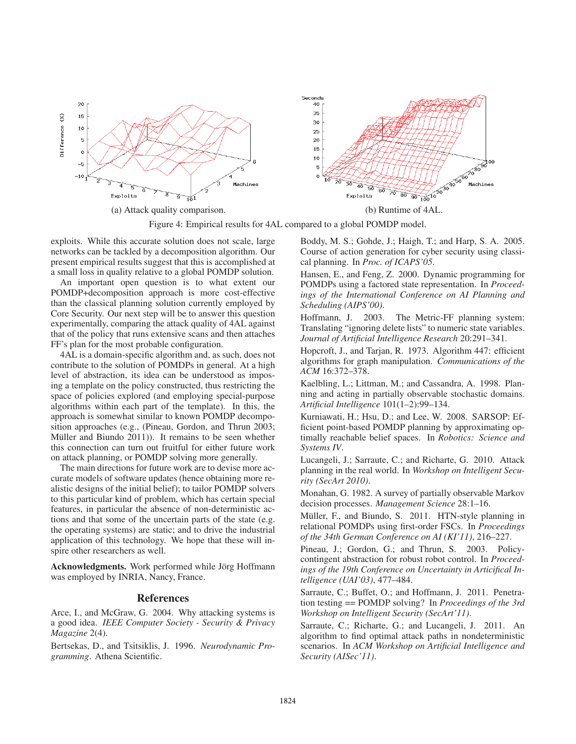Difference (%)

20
15
10
5
0
−5
−10

Exploits 1 2 3 4 5 6 7 8 9 10

Machines 1 2 3 4 5 6

(a) Attack quality comparison.

Seconds

40
35
30
25
20
15
10
5
0

Exploits 10 20 30 40 50 60 70 80 90 100

Machines 10 20 30 40 50 60 70 80 90 100

(b) Runtime of 4AL.

Figure 4: Empirical results for 4AL compared to a global POMDP model.

exploits. While this accurate solution does not scale, large networks can be tackled by a decomposition algorithm. Our present empirical results suggest that this is accomplished at a small loss in quality relative to a global POMDP solution.

An important open question is to what extent our POMDP+decomposition approach is more cost-effective than the classical planning solution currently employed by Core Security. Our next step will be to answer this question experimentally, comparing the attack quality of 4AL against that of the policy that runs extensive scans and then attaches FF's plan for the most probable configuration.

4AL is a domain-specific algorithm and, as such, does not contribute to the solution of POMDPs in general. At a high level of abstraction, its idea can be understood as imposing a template on the policy constructed, thus restricting the space of policies explored (and employing special-purpose algorithms within each part of the template). In this, the approach is somewhat similar to known POMDP decomposition approaches (e.g., (Pineau, Gordon, and Thrun 2003; Müller and Biundo 2011)). It remains to be seen whether this connection can turn out fruitful for either future work on attack planning, or POMDP solving more generally.

The main directions for future work are to devise more accurate models of software updates (hence obtaining more realistic designs of the initial belief); to tailor POMDP solvers to this particular kind of problem, which has certain special features, in particular the absence of non-deterministic actions and that some of the uncertain parts of the state (e.g. the operating systems) are static; and to drive the industrial application of this technology. We hope that these will inspire other researchers as well.

**Acknowledgments.** Work performed while Jörg Hoffmann was employed by INRIA, Nancy, France.

## References

Arce, I., and McGraw, G. 2004. Why attacking systems is a good idea. *IEEE Computer Society - Security & Privacy Magazine* 2(4).

Bertsekas, D., and Tsitsiklis, J. 1996. *Neurodynamic Programming*. Athena Scientific.

Boddy, M. S.; Gohde, J.; Haigh, T.; and Harp, S. A. 2005. Course of action generation for cyber security using classical planning. In *Proc. of ICAPS'05*.

Hansen, E., and Feng, Z. 2000. Dynamic programming for POMDPs using a factored state representation. In *Proceedings of the International Conference on AI Planning and Scheduling (AIPS'00)*.

Hoffmann, J. 2003. The Metric-FF planning system: Translating "ignoring delete lists" to numeric state variables. *Journal of Artificial Intelligence Research* 20:291–341.

Hopcroft, J., and Tarjan, R. 1973. Algorithm 447: efficient algorithms for graph manipulation. *Communications of the ACM* 16:372–378.

Kaelbling, L.; Littman, M.; and Cassandra, A. 1998. Planning and acting in partially observable stochastic domains. *Artificial Intelligence* 101(1–2):99–134.

Kurniawati, H.; Hsu, D.; and Lee, W. 2008. SARSOP: Efficient point-based POMDP planning by approximating optimally reachable belief spaces. In *Robotics: Science and Systems IV*.

Lucangeli, J.; Sarraute, C.; and Richarte, G. 2010. Attack planning in the real world. In *Workshop on Intelligent Security (SecArt 2010)*.

Monahan, G. 1982. A survey of partially observable Markov decision processes. *Management Science* 28:1–16.

Müller, F., and Biundo, S. 2011. HTN-style planning in relational POMDPs using first-order FSCs. In *Proceedings of the 34th German Conference on AI (KI'11)*, 216–227.

Pineau, J.; Gordon, G.; and Thrun, S. 2003. Policy-contingent abstraction for robust robot control. In *Proceedings of the 19th Conference on Uncertainty in Articifical Intelligence (UAI'03)*, 477–484.

Sarraute, C.; Buffet, O.; and Hoffmann, J. 2011. Penetration testing == POMDP solving? In *Proceedings of the 3rd Workshop on Intelligent Security (SecArt'11)*.

Sarraute, C.; Richarte, G.; and Lucangeli, J. 2011. An algorithm to find optimal attack paths in nondeterministic scenarios. In *ACM Workshop on Artificial Intelligence and Security (AISec'11)*.